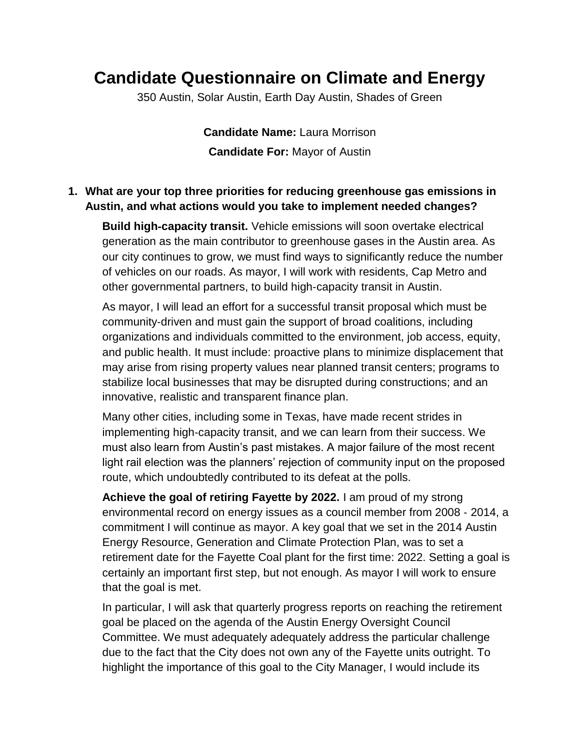# Candidate Questionnaire on Climate and Energy

350 Austin, Solar Austin, Earth Day Austin, Shades of Green

**Candidate Name:** Laura Morrison

**Candidate For:** Mayor of Austin

1. **What are your top three priorities for reducing greenhouse gas emissions in Austin, and what actions would you take to implement needed changes?**

   **Build high-capacity transit.** Vehicle emissions will soon overtake electrical generation as the main contributor to greenhouse gases in the Austin area. As our city continues to grow, we must find ways to significantly reduce the number of vehicles on our roads. As mayor, I will work with residents, Cap Metro and other governmental partners, to build high-capacity transit in Austin.

   As mayor, I will lead an effort for a successful transit proposal which must be community-driven and must gain the support of broad coalitions, including organizations and individuals committed to the environment, job access, equity, and public health. It must include: proactive plans to minimize displacement that may arise from rising property values near planned transit centers; programs to stabilize local businesses that may be disrupted during constructions; and an innovative, realistic and transparent finance plan.

   Many other cities, including some in Texas, have made recent strides in implementing high-capacity transit, and we can learn from their success. We must also learn from Austin's past mistakes. A major failure of the most recent light rail election was the planners' rejection of community input on the proposed route, which undoubtedly contributed to its defeat at the polls.

   **Achieve the goal of retiring Fayette by 2022.** I am proud of my strong environmental record on energy issues as a council member from 2008 - 2014, a commitment I will continue as mayor. A key goal that we set in the 2014 Austin Energy Resource, Generation and Climate Protection Plan, was to set a retirement date for the Fayette Coal plant for the first time: 2022. Setting a goal is certainly an important first step, but not enough. As mayor I will work to ensure that the goal is met.

   In particular, I will ask that quarterly progress reports on reaching the retirement goal be placed on the agenda of the Austin Energy Oversight Council Committee. We must adequately adequately address the particular challenge due to the fact that the City does not own any of the Fayette units outright. To highlight the importance of this goal to the City Manager, I would include its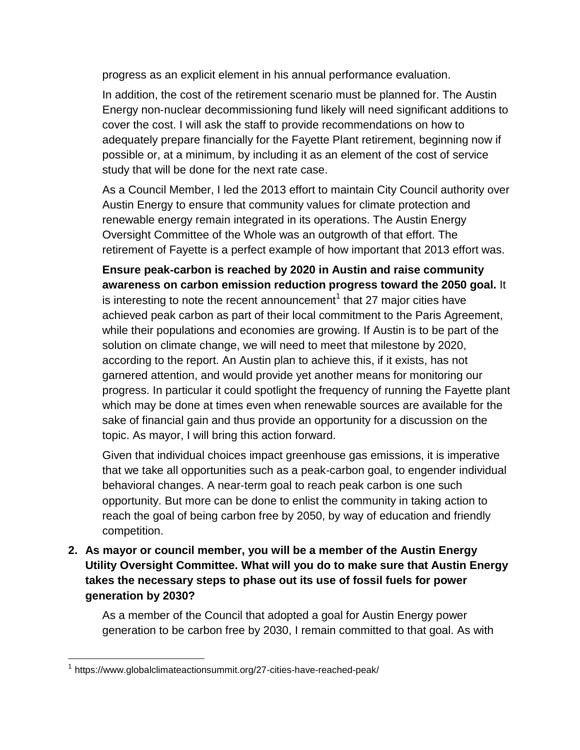progress as an explicit element in his annual performance evaluation.

In addition, the cost of the retirement scenario must be planned for. The Austin Energy non-nuclear decommissioning fund likely will need significant additions to cover the cost. I will ask the staff to provide recommendations on how to adequately prepare financially for the Fayette Plant retirement, beginning now if possible or, at a minimum, by including it as an element of the cost of service study that will be done for the next rate case.

As a Council Member, I led the 2013 effort to maintain City Council authority over Austin Energy to ensure that community values for climate protection and renewable energy remain integrated in its operations. The Austin Energy Oversight Committee of the Whole was an outgrowth of that effort. The retirement of Fayette is a perfect example of how important that 2013 effort was.

**Ensure peak-carbon is reached by 2020 in Austin and raise community awareness on carbon emission reduction progress toward the 2050 goal.** It is interesting to note the recent announcement[1] that 27 major cities have achieved peak carbon as part of their local commitment to the Paris Agreement, while their populations and economies are growing. If Austin is to be part of the solution on climate change, we will need to meet that milestone by 2020, according to the report. An Austin plan to achieve this, if it exists, has not garnered attention, and would provide yet another means for monitoring our progress. In particular it could spotlight the frequency of running the Fayette plant which may be done at times even when renewable sources are available for the sake of financial gain and thus provide an opportunity for a discussion on the topic. As mayor, I will bring this action forward.

Given that individual choices impact greenhouse gas emissions, it is imperative that we take all opportunities such as a peak-carbon goal, to engender individual behavioral changes. A near-term goal to reach peak carbon is one such opportunity. But more can be done to enlist the community in taking action to reach the goal of being carbon free by 2050, by way of education and friendly competition.

**2. As mayor or council member, you will be a member of the Austin Energy Utility Oversight Committee. What will you do to make sure that Austin Energy takes the necessary steps to phase out its use of fossil fuels for power generation by 2030?**

As a member of the Council that adopted a goal for Austin Energy power generation to be carbon free by 2030, I remain committed to that goal. As with

[1] https://www.globalclimateactionsummit.org/27-cities-have-reached-peak/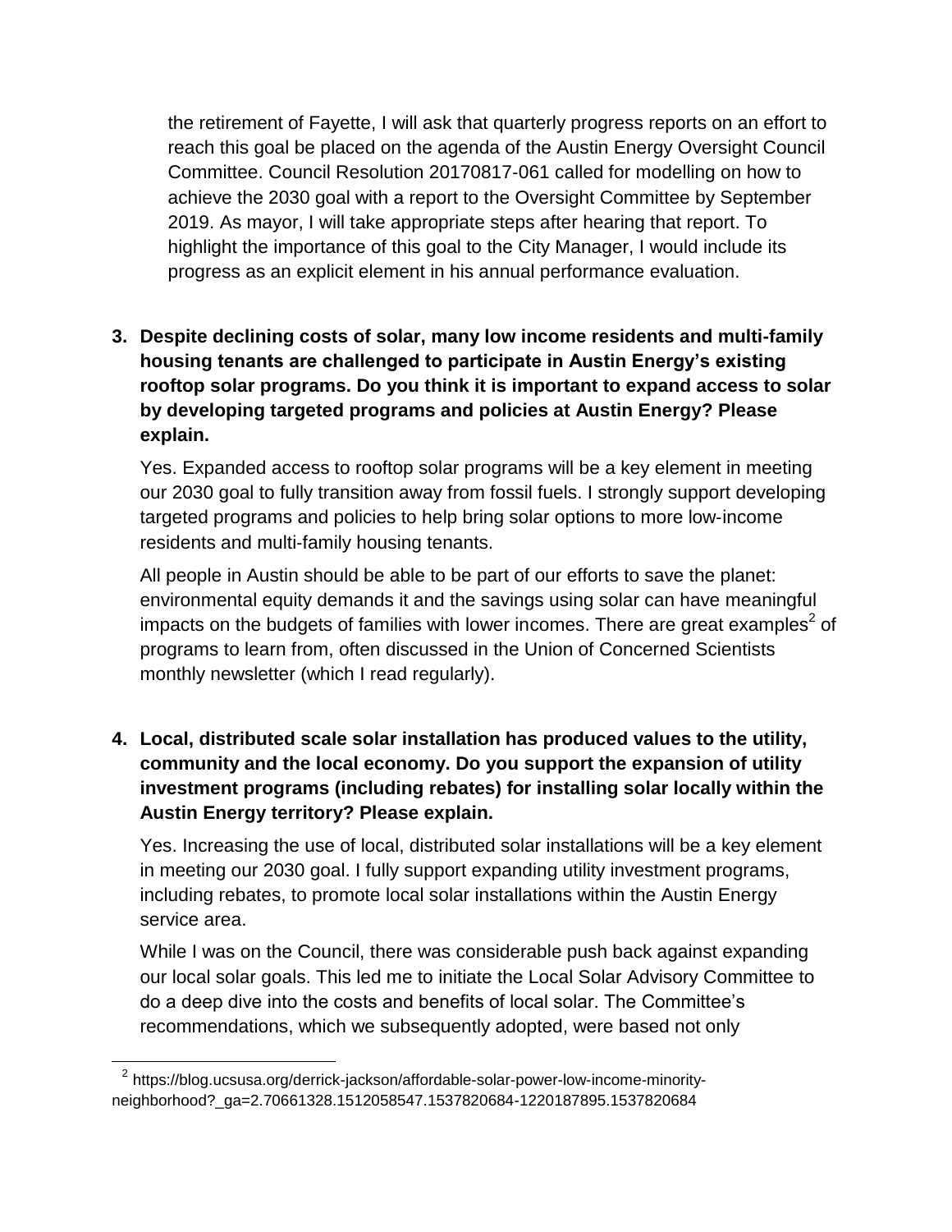the retirement of Fayette, I will ask that quarterly progress reports on an effort to reach this goal be placed on the agenda of the Austin Energy Oversight Council Committee. Council Resolution 20170817-061 called for modelling on how to achieve the 2030 goal with a report to the Oversight Committee by September 2019. As mayor, I will take appropriate steps after hearing that report. To highlight the importance of this goal to the City Manager, I would include its progress as an explicit element in his annual performance evaluation.

3. **Despite declining costs of solar, many low income residents and multi-family housing tenants are challenged to participate in Austin Energy's existing rooftop solar programs. Do you think it is important to expand access to solar by developing targeted programs and policies at Austin Energy? Please explain.**

   Yes. Expanded access to rooftop solar programs will be a key element in meeting our 2030 goal to fully transition away from fossil fuels. I strongly support developing targeted programs and policies to help bring solar options to more low-income residents and multi-family housing tenants.

   All people in Austin should be able to be part of our efforts to save the planet: environmental equity demands it and the savings using solar can have meaningful impacts on the budgets of families with lower incomes. There are great examples[2] of programs to learn from, often discussed in the Union of Concerned Scientists monthly newsletter (which I read regularly).

4. **Local, distributed scale solar installation has produced values to the utility, community and the local economy. Do you support the expansion of utility investment programs (including rebates) for installing solar locally within the Austin Energy territory? Please explain.**

   Yes. Increasing the use of local, distributed solar installations will be a key element in meeting our 2030 goal. I fully support expanding utility investment programs, including rebates, to promote local solar installations within the Austin Energy service area.

   While I was on the Council, there was considerable push back against expanding our local solar goals. This led me to initiate the Local Solar Advisory Committee to do a deep dive into the costs and benefits of local solar. The Committee's recommendations, which we subsequently adopted, were based not only

[2] https://blog.ucsusa.org/derrick-jackson/affordable-solar-power-low-income-minority-neighborhood?_ga=2.70661328.1512058547.1537820684-1220187895.1537820684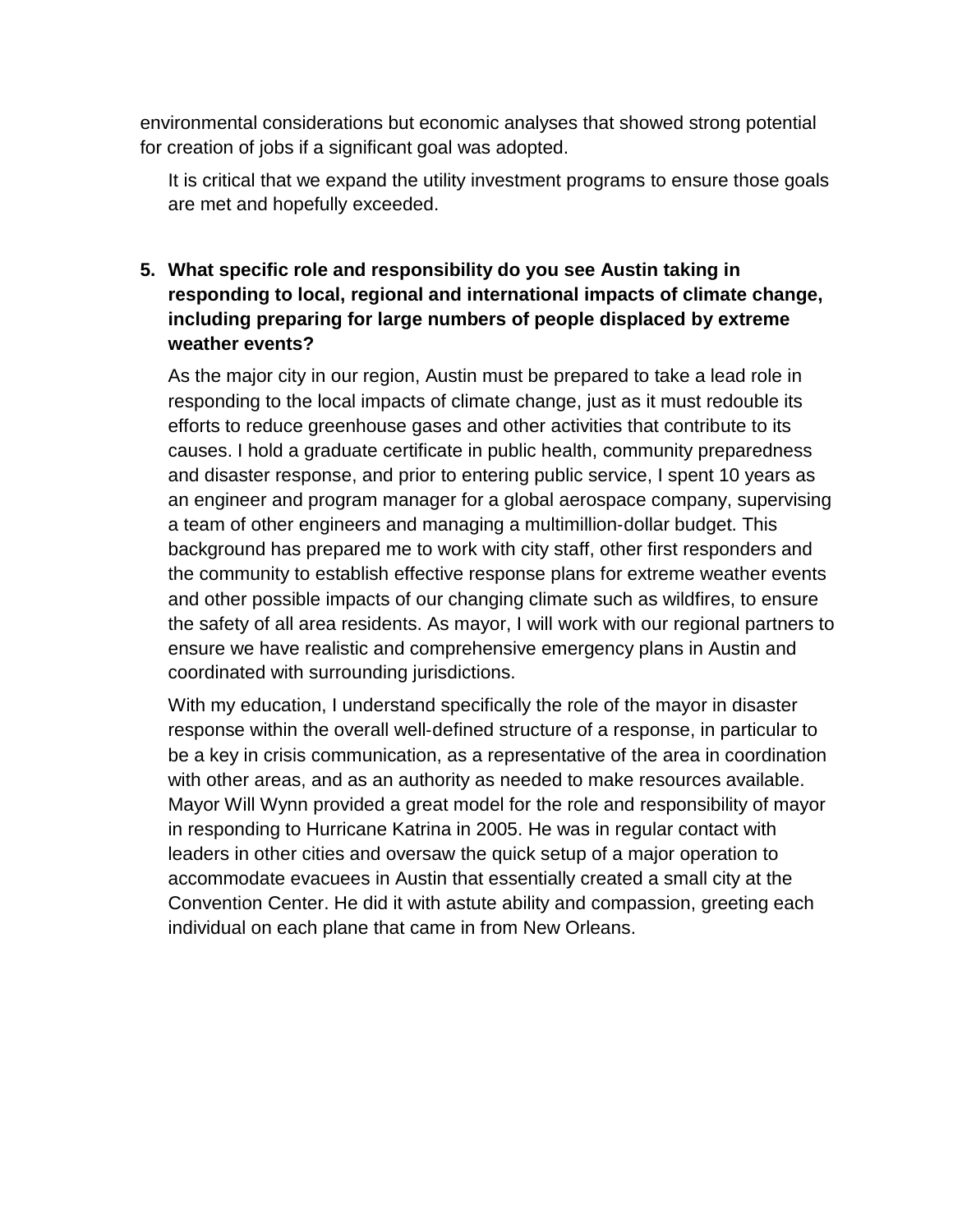environmental considerations but economic analyses that showed strong potential for creation of jobs if a significant goal was adopted.

It is critical that we expand the utility investment programs to ensure those goals are met and hopefully exceeded.

5. **What specific role and responsibility do you see Austin taking in responding to local, regional and international impacts of climate change, including preparing for large numbers of people displaced by extreme weather events?**

   As the major city in our region, Austin must be prepared to take a lead role in responding to the local impacts of climate change, just as it must redouble its efforts to reduce greenhouse gases and other activities that contribute to its causes. I hold a graduate certificate in public health, community preparedness and disaster response, and prior to entering public service, I spent 10 years as an engineer and program manager for a global aerospace company, supervising a team of other engineers and managing a multimillion-dollar budget. This background has prepared me to work with city staff, other first responders and the community to establish effective response plans for extreme weather events and other possible impacts of our changing climate such as wildfires, to ensure the safety of all area residents. As mayor, I will work with our regional partners to ensure we have realistic and comprehensive emergency plans in Austin and coordinated with surrounding jurisdictions.

   With my education, I understand specifically the role of the mayor in disaster response within the overall well-defined structure of a response, in particular to be a key in crisis communication, as a representative of the area in coordination with other areas, and as an authority as needed to make resources available. Mayor Will Wynn provided a great model for the role and responsibility of mayor in responding to Hurricane Katrina in 2005. He was in regular contact with leaders in other cities and oversaw the quick setup of a major operation to accommodate evacuees in Austin that essentially created a small city at the Convention Center. He did it with astute ability and compassion, greeting each individual on each plane that came in from New Orleans.